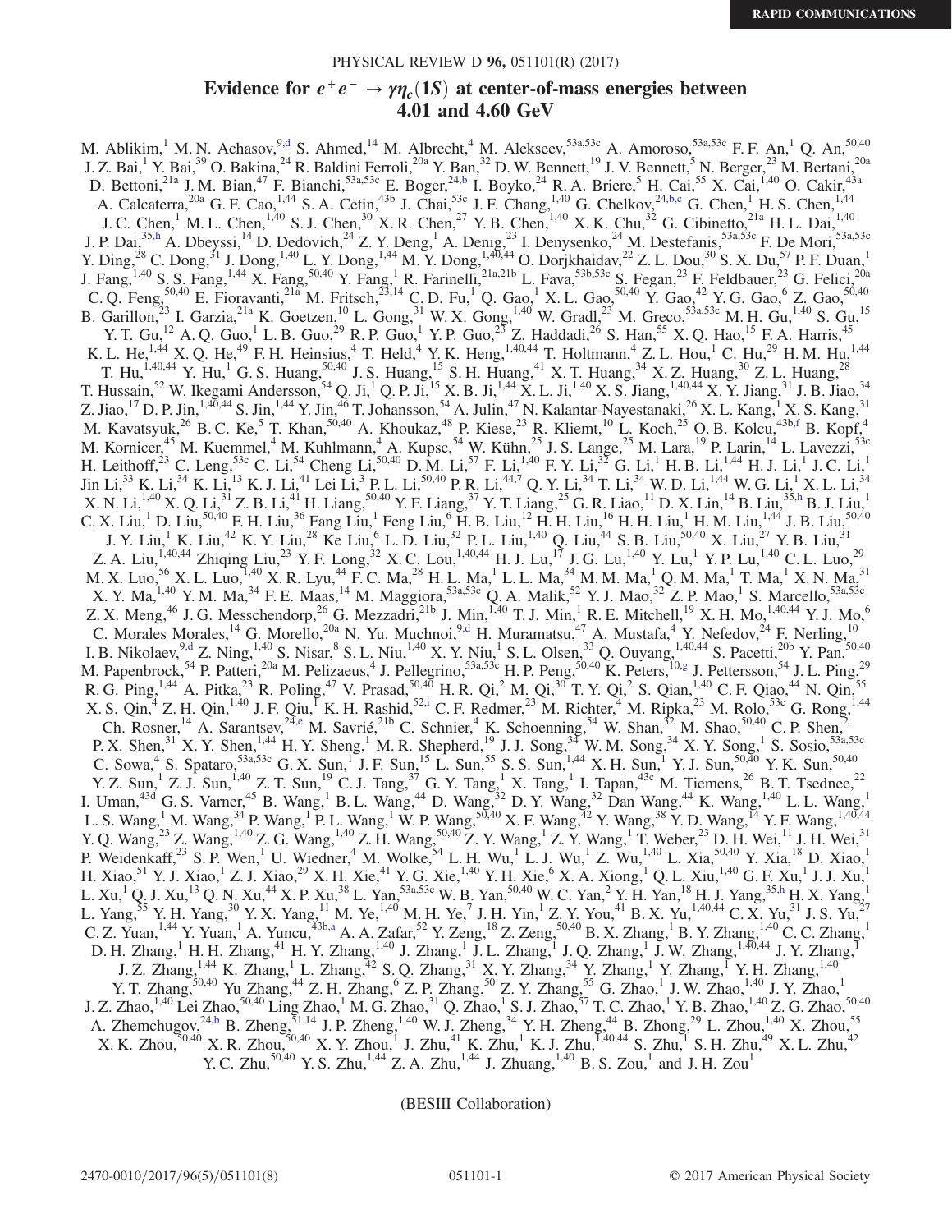RAPID COMMUNICATIONS

# Evidence for $e^+e^- \to \gamma\eta_c(1S)$ at center-of-mass energies between 4.01 and 4.60 GeV

M. Ablikim,[1] M. N. Achasov,[9,d] S. Ahmed,[14] M. Albrecht,[4] M. Alekseev,[53a,53c] A. Amoroso,[53a,53c] F. F. An,[1] Q. An,[50,40] J. Z. Bai,[1] Y. Bai,[39] O. Bakina,[24] R. Baldini Ferroli,[20a] Y. Ban,[32] D. W. Bennett,[19] J. V. Bennett,[5] N. Berger,[23] M. Bertani,[20a] D. Bettoni,[21a] J. M. Bian,[47] F. Bianchi,[53a,53c] E. Boger,[24,b] I. Boyko,[24] R. A. Briere,[5] H. Cai,[55] X. Cai,[1,40] O. Cakir,[43a] A. Calcaterra,[20a] G. F. Cao,[1,44] S. A. Cetin,[43b] J. Chai,[53c] J. F. Chang,[1,40] G. Chelkov,[24,b,c] G. Chen,[1] H. S. Chen,[1,44] J. C. Chen,[1] M. L. Chen,[1,40] S. J. Chen,[30] X. R. Chen,[27] Y. B. Chen,[1,40] X. K. Chu,[32] G. Cibinetto,[21a] H. L. Dai,[1,40] J. P. Dai,[35,h] A. Dbeyssi,[14] D. Dedovich,[24] Z. Y. Deng,[1] A. Denig,[23] I. Denysenko,[24] M. Destefanis,[53a,53c] F. De Mori,[53a,53c] Y. Ding,[28] C. Dong,[31] J. Dong,[1,40] L. Y. Dong,[1,44] M. Y. Dong,[1,40,44] O. Dorjkhaidav,[22] Z. L. Dou,[30] S. X. Du,[57] P. F. Duan,[1] J. Fang,[1,40] S. S. Fang,[1,44] X. Fang,[50,40] Y. Fang,[1] R. Farinelli,[21a,21b] L. Fava,[53b,53c] S. Fegan,[23] F. Feldbauer,[23] G. Felici,[20a] C. Q. Feng,[50,40] E. Fioravanti,[21a] M. Fritsch,[23,14] C. D. Fu,[1] Q. Gao,[1] X. L. Gao,[50,40] Y. Gao,[42] Y. G. Gao,[6] Z. Gao,[50,40] B. Garillon,[23] I. Garzia,[21a] K. Goetzen,[10] L. Gong,[31] W. X. Gong,[1,40] W. Gradl,[23] M. Greco,[53a,53c] M. H. Gu,[1,40] S. Gu,[15] Y. T. Gu,[12] A. Q. Guo,[1] L. B. Guo,[29] R. P. Guo,[1] Y. P. Guo,[23] Z. Haddadi,[26] S. Han,[55] X. Q. Hao,[15] F. A. Harris,[45] K. L. He,[1,44] X. Q. He,[49] F. H. Heinsius,[4] T. Held,[4] Y. K. Heng,[1,40,44] T. Holtmann,[4] Z. L. Hou,[1] C. Hu,[29] H. M. Hu,[1,44] T. Hu,[1,40,44] Y. Hu,[1] G. S. Huang,[50,40] J. S. Huang,[15] S. H. Huang,[41] X. T. Huang,[34] X. Z. Huang,[30] Z. L. Huang,[28] T. Hussain,[52] W. Ikegami Andersson,[54] Q. Ji,[1] Q. P. Ji,[15] X. B. Ji,[1,44] X. L. Ji,[1,40] X. S. Jiang,[1,40,44] X. Y. Jiang,[31] J. B. Jiao,[34] Z. Jiao,[17] D. P. Jin,[1,40,44] S. Jin,[1,44] Y. Jin,[46] T. Johansson,[54] A. Julin,[47] N. Kalantar-Nayestanaki,[26] X. L. Kang,[1] X. S. Kang,[31] M. Kavatsyuk,[26] B. C. Ke,[5] T. Khan,[50,40] A. Khoukaz,[48] P. Kiese,[23] R. Kliemt,[10] L. Koch,[25] O. B. Kolcu,[43b,f] B. Kopf,[4] M. Kornicer,[45] M. Kuemmel,[4] M. Kuhlmann,[4] A. Kupsc,[54] W. Kühn,[25] J. S. Lange,[25] M. Lara,[19] P. Larin,[14] L. Lavezzi,[53c] H. Leithoff,[23] C. Leng,[53c] C. Li,[54] Cheng Li,[50,40] D. M. Li,[57] F. Li,[1,40] F. Y. Li,[32] G. Li,[1] H. B. Li,[1,44] H. J. Li,[1] J. C. Li,[1] Jin Li,[33] K. Li,[34] K. Li,[13] K. J. Li,[41] Lei Li,[3] P. L. Li,[50,40] P. R. Li,[44,7] Q. Y. Li,[34] T. Li,[34] W. D. Li,[1,44] W. G. Li,[1] X. L. Li,[34] X. N. Li,[1,40] X. Q. Li,[31] Z. B. Li,[41] H. Liang,[50,40] Y. F. Liang,[37] Y. T. Liang,[25] G. R. Liao,[11] D. X. Lin,[14] B. Liu,[35,h] B. J. Liu,[1] C. X. Liu,[1] D. Liu,[50,40] F. H. Liu,[36] Fang Liu,[1] Feng Liu,[6] H. B. Liu,[12] H. H. Liu,[16] H. H. Liu,[1] H. M. Liu,[1,44] J. B. Liu,[50,40] J. Y. Liu,[1] K. Liu,[42] K. Y. Liu,[28] Ke Liu,[6] L. D. Liu,[32] P. L. Liu,[1,40] Q. Liu,[44] S. B. Liu,[50,40] X. Liu,[27] Y. B. Liu,[31] Z. A. Liu,[1,40,44] Zhiqing Liu,[23] Y. F. Long,[32] X. C. Lou,[1,40,44] H. J. Lu,[17] J. G. Lu,[1,40] Y. Lu,[1] Y. P. Lu,[1,40] C. L. Luo,[29] M. X. Luo,[56] X. L. Luo,[1,40] X. R. Lyu,[44] F. C. Ma,[28] H. L. Ma,[1] L. L. Ma,[34] M. M. Ma,[1] Q. M. Ma,[1] T. Ma,[1] X. N. Ma,[31] X. Y. Ma,[1,40] Y. M. Ma,[34] F. E. Maas,[14] M. Maggiora,[53a,53c] Q. A. Malik,[52] Y. J. Mao,[32] Z. P. Mao,[1] S. Marcello,[53a,53c] Z. X. Meng,[46] J. G. Messchendorp,[26] G. Mezzadri,[21b] J. Min,[1,40] T. J. Min,[1] R. E. Mitchell,[19] X. H. Mo,[1,40,44] Y. J. Mo,[6] C. Morales Morales,[14] G. Morello,[20a] N. Yu. Muchnoi,[9,d] H. Muramatsu,[47] A. Mustafa,[4] Y. Nefedov,[24] F. Nerling,[10] I. B. Nikolaev,[9,d] Z. Ning,[1,40] S. Nisar,[8] S. L. Niu,[1,40] X. Y. Niu,[1] S. L. Olsen,[33] Q. Ouyang,[1,40,44] S. Pacetti,[20b] Y. Pan,[50,40] M. Papenbrock,[54] P. Patteri,[20a] M. Pelizaeus,[4] J. Pellegrino,[53a,53c] H. P. Peng,[50,40] K. Peters,[10,g] J. Pettersson,[54] J. L. Ping,[29] R. G. Ping,[1,44] A. Pitka,[23] R. Poling,[47] V. Prasad,[50,40] H. R. Qi,[2] M. Qi,[30] T. Y. Qi,[2] S. Qian,[1,40] C. F. Qiao,[44] N. Qin,[55] X. S. Qin,[4] Z. H. Qin,[1,40] J. F. Qiu,[1] K. H. Rashid,[52,i] C. F. Redmer,[23] M. Richter,[4] M. Ripka,[23] M. Rolo,[53c] G. Rong,[1,44] Ch. Rosner,[14] A. Sarantsev,[24,e] M. Savrié,[21b] C. Schnier,[4] K. Schoenning,[54] W. Shan,[32] M. Shao,[50,40] C. P. Shen,[2] P. X. Shen,[31] X. Y. Shen,[1,44] H. Y. Sheng,[1] M. R. Shepherd,[19] J. J. Song,[34] W. M. Song,[34] X. Y. Song,[1] S. Sosio,[53a,53c] C. Sowa,[4] S. Spataro,[53a,53c] G. X. Sun,[1] J. F. Sun,[15] L. Sun,[55] S. S. Sun,[1,44] X. H. Sun,[1] Y. J. Sun,[50,40] Y. K. Sun,[50,40] Y. Z. Sun,[1] Z. J. Sun,[1,40] Z. T. Sun,[19] C. J. Tang,[37] G. Y. Tang,[1] X. Tang,[1] I. Tapan,[43c] M. Tiemens,[26] B. T. Tsednee,[22] I. Uman,[43d] G. S. Varner,[45] B. Wang,[1] B. L. Wang,[44] D. Wang,[32] D. Y. Wang,[32] Dan Wang,[44] K. Wang,[1,40] L. L. Wang,[1] L. S. Wang,[1] M. Wang,[34] P. Wang,[1] P. L. Wang,[1] W. P. Wang,[50,40] X. F. Wang,[42] Y. Wang,[38] Y. D. Wang,[14] Y. F. Wang,[1,40,44] Y. Q. Wang,[23] Z. Wang,[1,40] Z. G. Wang,[1,40] Z. H. Wang,[50,40] Z. Y. Wang,[1] Z. Y. Wang,[1] T. Weber,[23] D. H. Wei,[11] J. H. Wei,[31] P. Weidenkaff,[23] S. P. Wen,[1] U. Wiedner,[4] M. Wolke,[54] L. H. Wu,[1] L. J. Wu,[1] Z. Wu,[1,40] L. Xia,[50,40] Y. Xia,[18] D. Xiao,[1] H. Xiao,[51] Y. J. Xiao,[1] Z. J. Xiao,[29] X. H. Xie,[41] Y. G. Xie,[1,40] Y. H. Xie,[6] X. A. Xiong,[1] Q. L. Xiu,[1,40] G. F. Xu,[1] J. J. Xu,[1] L. Xu,[1] Q. J. Xu,[13] Q. N. Xu,[44] X. P. Xu,[38] L. Yan,[53a,53c] W. B. Yan,[50,40] W. C. Yan,[2] Y. H. Yan,[18] H. J. Yang,[35,h] H. X. Yang,[1] L. Yang,[55] Y. H. Yang,[30] Y. X. Yang,[11] M. Ye,[1,40] M. H. Ye,[7] J. H. Yin,[1] Z. Y. You,[41] B. X. Yu,[1,40,44] C. X. Yu,[31] J. S. Yu,[27] C. Z. Yuan,[1,44] Y. Yuan,[1] A. Yuncu,[43b,a] A. A. Zafar,[52] Y. Zeng,[18] Z. Zeng,[50,40] B. X. Zhang,[1] B. Y. Zhang,[1,40] C. C. Zhang,[1] D. H. Zhang,[1] H. H. Zhang,[41] H. Y. Zhang,[1,40] J. Zhang,[1] J. L. Zhang,[1] J. Q. Zhang,[1] J. W. Zhang,[1,40,44] J. Y. Zhang,[1] J. Z. Zhang,[1,44] K. Zhang,[1] L. Zhang,[42] S. Q. Zhang,[31] X. Y. Zhang,[34] Y. Zhang,[1] Y. Zhang,[1] Y. H. Zhang,[1,40] Y. T. Zhang,[50,40] Yu Zhang,[44] Z. H. Zhang,[6] Z. P. Zhang,[50] Z. Y. Zhang,[55] G. Zhao,[1] J. W. Zhao,[1,40] J. Y. Zhao,[1] J. Z. Zhao,[1,40] Lei Zhao,[50,40] Ling Zhao,[1] M. G. Zhao,[31] Q. Zhao,[1] S. J. Zhao,[57] T. C. Zhao,[1] Y. B. Zhao,[1,40] Z. G. Zhao,[50,40] A. Zhemchugov,[24,b] B. Zheng,[51,14] J. P. Zheng,[1,40] W. J. Zheng,[34] Y. H. Zheng,[44] B. Zhong,[29] L. Zhou,[1,40] X. Zhou,[55] X. K. Zhou,[50,40] X. R. Zhou,[50,40] X. Y. Zhou,[1] J. Zhu,[41] K. Zhu,[1] K. J. Zhu,[1,40,44] S. Zhu,[1] S. H. Zhu,[49] X. L. Zhu,[42] Y. C. Zhu,[50,40] Y. S. Zhu,[1,44] Z. A. Zhu,[1,44] J. Zhuang,[1,40] B. S. Zou,[1] and J. H. Zou[1]

(BESIII Collaboration)

2470-0010/2017/96(5)/051101(8) © 2017 American Physical Society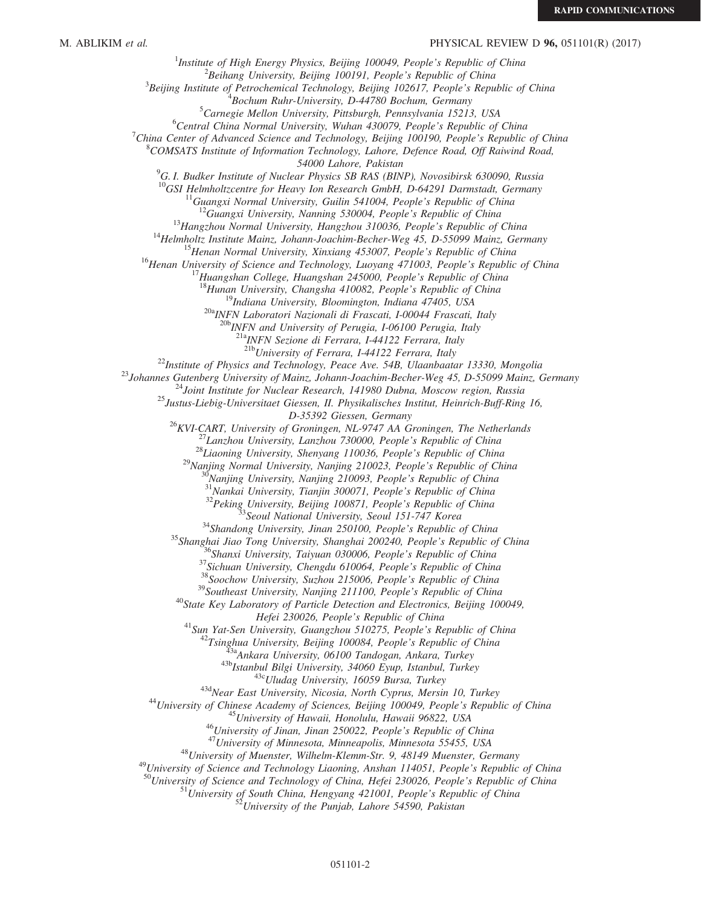[1]*Institute of High Energy Physics, Beijing 100049, People's Republic of China*
[2]*Beihang University, Beijing 100191, People's Republic of China*
[3]*Beijing Institute of Petrochemical Technology, Beijing 102617, People's Republic of China*
[4]*Bochum Ruhr-University, D-44780 Bochum, Germany*
[5]*Carnegie Mellon University, Pittsburgh, Pennsylvania 15213, USA*
[6]*Central China Normal University, Wuhan 430079, People's Republic of China*
[7]*China Center of Advanced Science and Technology, Beijing 100190, People's Republic of China*
[8]*COMSATS Institute of Information Technology, Lahore, Defence Road, Off Raiwind Road, 54000 Lahore, Pakistan*
[9]*G. I. Budker Institute of Nuclear Physics SB RAS (BINP), Novosibirsk 630090, Russia*
[10]*GSI Helmholtzcentre for Heavy Ion Research GmbH, D-64291 Darmstadt, Germany*
[11]*Guangxi Normal University, Guilin 541004, People's Republic of China*
[12]*Guangxi University, Nanning 530004, People's Republic of China*
[13]*Hangzhou Normal University, Hangzhou 310036, People's Republic of China*
[14]*Helmholtz Institute Mainz, Johann-Joachim-Becher-Weg 45, D-55099 Mainz, Germany*
[15]*Henan Normal University, Xinxiang 453007, People's Republic of China*
[16]*Henan University of Science and Technology, Luoyang 471003, People's Republic of China*
[17]*Huangshan College, Huangshan 245000, People's Republic of China*
[18]*Hunan University, Changsha 410082, People's Republic of China*
[19]*Indiana University, Bloomington, Indiana 47405, USA*
[20a]*INFN Laboratori Nazionali di Frascati, I-00044 Frascati, Italy*
[20b]*INFN and University of Perugia, I-06100 Perugia, Italy*
[21a]*INFN Sezione di Ferrara, I-44122 Ferrara, Italy*
[21b]*University of Ferrara, I-44122 Ferrara, Italy*
[22]*Institute of Physics and Technology, Peace Ave. 54B, Ulaanbaatar 13330, Mongolia*
[23]*Johannes Gutenberg University of Mainz, Johann-Joachim-Becher-Weg 45, D-55099 Mainz, Germany*
[24]*Joint Institute for Nuclear Research, 141980 Dubna, Moscow region, Russia*
[25]*Justus-Liebig-Universitaet Giessen, II. Physikalisches Institut, Heinrich-Buff-Ring 16, D-35392 Giessen, Germany*
[26]*KVI-CART, University of Groningen, NL-9747 AA Groningen, The Netherlands*
[27]*Lanzhou University, Lanzhou 730000, People's Republic of China*
[28]*Liaoning University, Shenyang 110036, People's Republic of China*
[29]*Nanjing Normal University, Nanjing 210023, People's Republic of China*
[30]*Nanjing University, Nanjing 210093, People's Republic of China*
[31]*Nankai University, Tianjin 300071, People's Republic of China*
[32]*Peking University, Beijing 100871, People's Republic of China*
[33]*Seoul National University, Seoul 151-747 Korea*
[34]*Shandong University, Jinan 250100, People's Republic of China*
[35]*Shanghai Jiao Tong University, Shanghai 200240, People's Republic of China*
[36]*Shanxi University, Taiyuan 030006, People's Republic of China*
[37]*Sichuan University, Chengdu 610064, People's Republic of China*
[38]*Soochow University, Suzhou 215006, People's Republic of China*
[39]*Southeast University, Nanjing 211100, People's Republic of China*
[40]*State Key Laboratory of Particle Detection and Electronics, Beijing 100049, Hefei 230026, People's Republic of China*
[41]*Sun Yat-Sen University, Guangzhou 510275, People's Republic of China*
[42]*Tsinghua University, Beijing 100084, People's Republic of China*
[43a]*Ankara University, 06100 Tandogan, Ankara, Turkey*
[43b]*Istanbul Bilgi University, 34060 Eyup, Istanbul, Turkey*
[43c]*Uludag University, 16059 Bursa, Turkey*
[43d]*Near East University, Nicosia, North Cyprus, Mersin 10, Turkey*
[44]*University of Chinese Academy of Sciences, Beijing 100049, People's Republic of China*
[45]*University of Hawaii, Honolulu, Hawaii 96822, USA*
[46]*University of Jinan, Jinan 250022, People's Republic of China*
[47]*University of Minnesota, Minneapolis, Minnesota 55455, USA*
[48]*University of Muenster, Wilhelm-Klemm-Str. 9, 48149 Muenster, Germany*
[49]*University of Science and Technology Liaoning, Anshan 114051, People's Republic of China*
[50]*University of Science and Technology of China, Hefei 230026, People's Republic of China*
[51]*University of South China, Hengyang 421001, People's Republic of China*
[52]*University of the Punjab, Lahore 54590, Pakistan*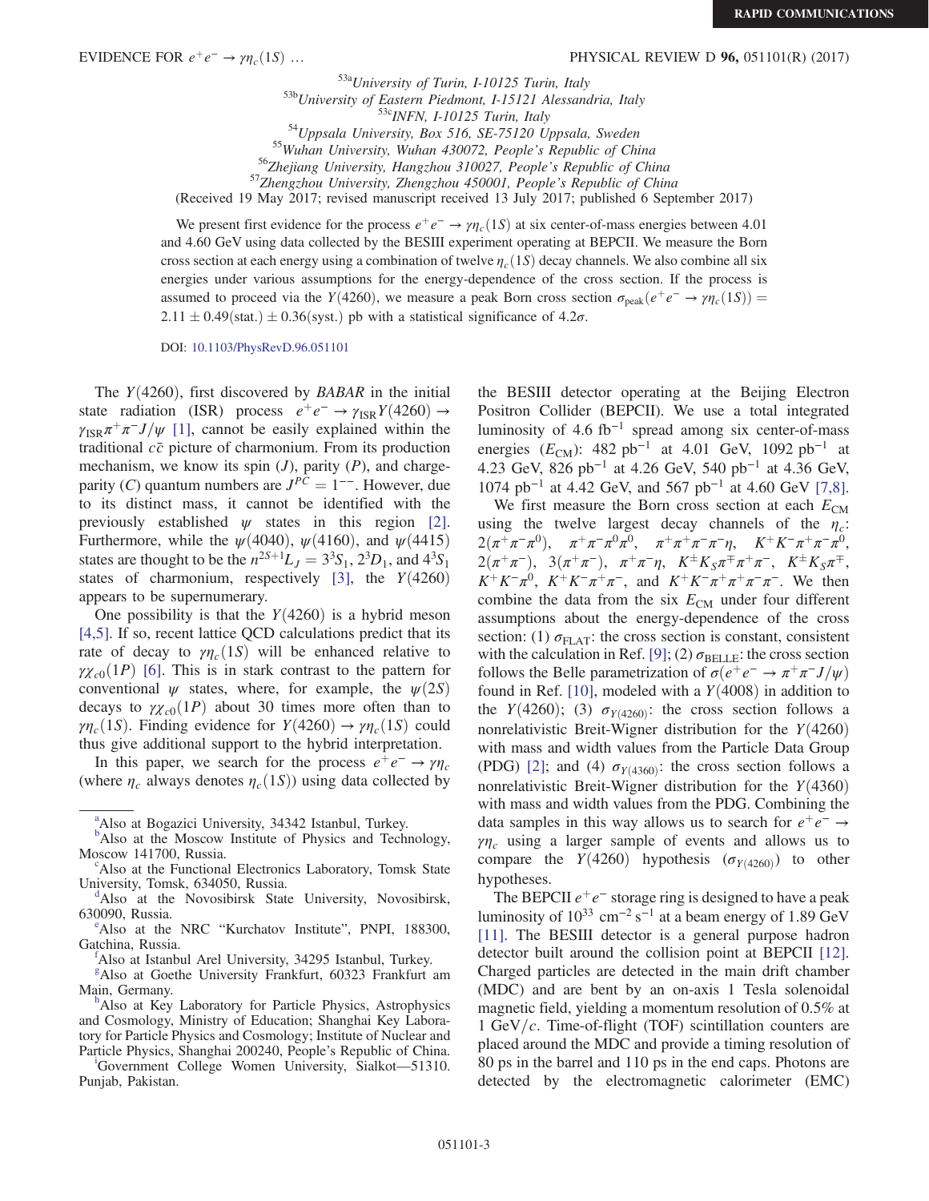[53a]University of Turin, I-10125 Turin, Italy
[53b]University of Eastern Piedmont, I-15121 Alessandria, Italy
[53c]INFN, I-10125 Turin, Italy
[54]Uppsala University, Box 516, SE-75120 Uppsala, Sweden
[55]Wuhan University, Wuhan 430072, People's Republic of China
[56]Zhejiang University, Hangzhou 310027, People's Republic of China
[57]Zhengzhou University, Zhengzhou 450001, People's Republic of China

(Received 19 May 2017; revised manuscript received 13 July 2017; published 6 September 2017)

We present first evidence for the process $e^+e^- \to \gamma\eta_c(1S)$ at six center-of-mass energies between 4.01 and 4.60 GeV using data collected by the BESIII experiment operating at BEPCII. We measure the Born cross section at each energy using a combination of twelve $\eta_c(1S)$ decay channels. We also combine all six energies under various assumptions for the energy-dependence of the cross section. If the process is assumed to proceed via the $Y(4260)$, we measure a peak Born cross section $\sigma_{\mathrm{peak}}(e^+e^- \to \gamma\eta_c(1S)) = 2.11 \pm 0.49(\mathrm{stat.}) \pm 0.36(\mathrm{syst.})$ pb with a statistical significance of $4.2\sigma$.

DOI: 10.1103/PhysRevD.96.051101

The $Y(4260)$, first discovered by *BABAR* in the initial state radiation (ISR) process $e^+e^- \to \gamma_{\mathrm{ISR}}Y(4260) \to \gamma_{\mathrm{ISR}}\pi^+\pi^-J/\psi$ [1], cannot be easily explained within the traditional $c\bar{c}$ picture of charmonium. From its production mechanism, we know its spin ($J$), parity ($P$), and charge-parity ($C$) quantum numbers are $J^{PC} = 1^{--}$. However, due to its distinct mass, it cannot be identified with the previously established $\psi$ states in this region [2]. Furthermore, while the $\psi(4040)$, $\psi(4160)$, and $\psi(4415)$ states are thought to be the $n^{2S+1}L_J = 3^3S_1$, $2^3D_1$, and $4^3S_1$ states of charmonium, respectively [3], the $Y(4260)$ appears to be supernumerary.

One possibility is that the $Y(4260)$ is a hybrid meson [4,5]. If so, recent lattice QCD calculations predict that its rate of decay to $\gamma\eta_c(1S)$ will be enhanced relative to $\gamma\chi_{c0}(1P)$ [6]. This is in stark contrast to the pattern for conventional $\psi$ states, where, for example, the $\psi(2S)$ decays to $\gamma\chi_{c0}(1P)$ about 30 times more often than to $\gamma\eta_c(1S)$. Finding evidence for $Y(4260) \to \gamma\eta_c(1S)$ could thus give additional support to the hybrid interpretation.

In this paper, we search for the process $e^+e^- \to \gamma\eta_c$ (where $\eta_c$ always denotes $\eta_c(1S)$) using data collected by the BESIII detector operating at the Beijing Electron Positron Collider (BEPCII). We use a total integrated luminosity of 4.6 $\mathrm{fb}^{-1}$ spread among six center-of-mass energies ($E_{\mathrm{CM}}$): 482 $\mathrm{pb}^{-1}$ at 4.01 GeV, 1092 $\mathrm{pb}^{-1}$ at 4.23 GeV, 826 $\mathrm{pb}^{-1}$ at 4.26 GeV, 540 $\mathrm{pb}^{-1}$ at 4.36 GeV, 1074 $\mathrm{pb}^{-1}$ at 4.42 GeV, and 567 $\mathrm{pb}^{-1}$ at 4.60 GeV [7,8].

We first measure the Born cross section at each $E_{\mathrm{CM}}$ using the twelve largest decay channels of the $\eta_c$: $2(\pi^+\pi^-\pi^0)$, $\pi^+\pi^-\pi^0\pi^0$, $\pi^+\pi^+\pi^-\pi^-\eta$, $K^+K^-\pi^+\pi^-\pi^0$, $2(\pi^+\pi^-)$, $3(\pi^+\pi^-)$, $\pi^+\pi^-\eta$, $K^\pm K_S\pi^\mp\pi^+\pi^-$, $K^\pm K_S\pi^\mp$, $K^+K^-\pi^0$, $K^+K^-\pi^+\pi^-$, and $K^+K^-\pi^+\pi^+\pi^-\pi^-$. We then combine the data from the six $E_{\mathrm{CM}}$ under four different assumptions about the energy-dependence of the cross section: (1) $\sigma_{\mathrm{FLAT}}$: the cross section is constant, consistent with the calculation in Ref. [9]; (2) $\sigma_{\mathrm{BELLE}}$: the cross section follows the Belle parametrization of $\sigma(e^+e^- \to \pi^+\pi^-J/\psi)$ found in Ref. [10], modeled with a $Y(4008)$ in addition to the $Y(4260)$; (3) $\sigma_{Y(4260)}$: the cross section follows a nonrelativistic Breit-Wigner distribution for the $Y(4260)$ with mass and width values from the Particle Data Group (PDG) [2]; and (4) $\sigma_{Y(4360)}$: the cross section follows a nonrelativistic Breit-Wigner distribution for the $Y(4360)$ with mass and width values from the PDG. Combining the data samples in this way allows us to search for $e^+e^- \to \gamma\eta_c$ using a larger sample of events and allows us to compare the $Y(4260)$ hypothesis ($\sigma_{Y(4260)}$) to other hypotheses.

The BEPCII $e^+e^-$ storage ring is designed to have a peak luminosity of $10^{33}$ $\mathrm{cm}^{-2}\,\mathrm{s}^{-1}$ at a beam energy of 1.89 GeV [11]. The BESIII detector is a general purpose hadron detector built around the collision point at BEPCII [12]. Charged particles are detected in the main drift chamber (MDC) and are bent by an on-axis 1 Tesla solenoidal magnetic field, yielding a momentum resolution of 0.5% at 1 GeV/$c$. Time-of-flight (TOF) scintillation counters are placed around the MDC and provide a timing resolution of 80 ps in the barrel and 110 ps in the end caps. Photons are detected by the electromagnetic calorimeter (EMC)

---

[a]Also at Bogazici University, 34342 Istanbul, Turkey.
[b]Also at the Moscow Institute of Physics and Technology, Moscow 141700, Russia.
[c]Also at the Functional Electronics Laboratory, Tomsk State University, Tomsk, 634050, Russia.
[d]Also at the Novosibirsk State University, Novosibirsk, 630090, Russia.
[e]Also at the NRC "Kurchatov Institute", PNPI, 188300, Gatchina, Russia.
[f]Also at Istanbul Arel University, 34295 Istanbul, Turkey.
[g]Also at Goethe University Frankfurt, 60323 Frankfurt am Main, Germany.
[h]Also at Key Laboratory for Particle Physics, Astrophysics and Cosmology, Ministry of Education; Shanghai Key Laboratory for Particle Physics and Cosmology; Institute of Nuclear and Particle Physics, Shanghai 200240, People's Republic of China.
[i]Government College Women University, Sialkot—51310. Punjab, Pakistan.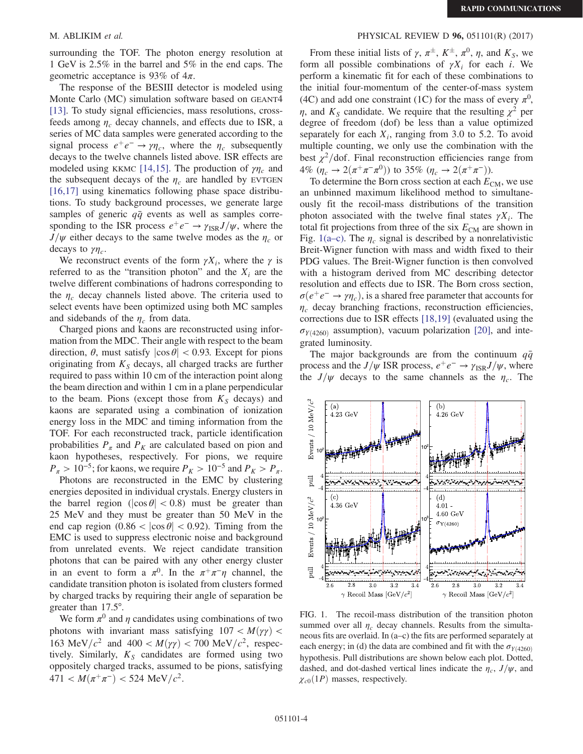surrounding the TOF. The photon energy resolution at 1 GeV is 2.5% in the barrel and 5% in the end caps. The geometric acceptance is 93% of $4\pi$.

The response of the BESIII detector is modeled using Monte Carlo (MC) simulation software based on GEANT4 [13]. To study signal efficiencies, mass resolutions, cross-feeds among $\eta_c$ decay channels, and effects due to ISR, a series of MC data samples were generated according to the signal process $e^+e^- \to \gamma\eta_c$, where the $\eta_c$ subsequently decays to the twelve channels listed above. ISR effects are modeled using KKMC [14,15]. The production of $\gamma\eta_c$ and the subsequent decays of the $\eta_c$ are handled by EVTGEN [16,17] using kinematics following phase space distributions. To study background processes, we generate large samples of generic $q\bar{q}$ events as well as samples corresponding to the ISR process $e^+e^- \to \gamma_{\mathrm{ISR}}J/\psi$, where the $J/\psi$ either decays to the same twelve modes as the $\eta_c$ or decays to $\gamma\eta_c$.

We reconstruct events of the form $\gamma X_i$, where the $\gamma$ is referred to as the "transition photon" and the $X_i$ are the twelve different combinations of hadrons corresponding to the $\eta_c$ decay channels listed above. The criteria used to select events have been optimized using both MC samples and sidebands of the $\eta_c$ from data.

Charged pions and kaons are reconstructed using information from the MDC. Their angle with respect to the beam direction, $\theta$, must satisfy $|\cos\theta| < 0.93$. Except for pions originating from $K_S$ decays, all charged tracks are further required to pass within 10 cm of the interaction point along the beam direction and within 1 cm in a plane perpendicular to the beam. Pions (except those from $K_S$ decays) and kaons are separated using a combination of ionization energy loss in the MDC and timing information from the TOF. For each reconstructed track, particle identification probabilities $P_\pi$ and $P_K$ are calculated based on pion and kaon hypotheses, respectively. For pions, we require $P_\pi > 10^{-5}$; for kaons, we require $P_K > 10^{-5}$ and $P_K > P_\pi$.

Photons are reconstructed in the EMC by clustering energies deposited in individual crystals. Energy clusters in the barrel region ($|\cos\theta| < 0.8$) must be greater than 25 MeV and they must be greater than 50 MeV in the end cap region ($0.86 < |\cos\theta| < 0.92$). Timing from the EMC is used to suppress electronic noise and background from unrelated events. We reject candidate transition photons that can be paired with any other energy cluster in an event to form a $\pi^0$. In the $\pi^+\pi^-\eta$ channel, the candidate transition photon is isolated from clusters formed by charged tracks by requiring their angle of separation be greater than 17.5°.

We form $\pi^0$ and $\eta$ candidates using combinations of two photons with invariant mass satisfying $107 < M(\gamma\gamma) < 163$ MeV/$c^2$ and $400 < M(\gamma\gamma) < 700$ MeV/$c^2$, respectively. Similarly, $K_S$ candidates are formed using two oppositely charged tracks, assumed to be pions, satisfying $471 < M(\pi^+\pi^-) < 524$ MeV/$c^2$.

From these initial lists of $\gamma$, $\pi^\pm$, $K^\pm$, $\pi^0$, $\eta$, and $K_S$, we form all possible combinations of $\gamma X_i$ for each $i$. We perform a kinematic fit for each of these combinations to the initial four-momentum of the center-of-mass system (4C) and add one constraint (1C) for the mass of every $\pi^0$, $\eta$, and $K_S$ candidate. We require that the resulting $\chi^2$ per degree of freedom (dof) be less than a value optimized separately for each $X_i$, ranging from 3.0 to 5.2. To avoid multiple counting, we only use the combination with the best $\chi^2$/dof. Final reconstruction efficiencies range from 4% ($\eta_c \to 2(\pi^+\pi^-\pi^0)$) to 35% ($\eta_c \to 2(\pi^+\pi^-)$).

To determine the Born cross section at each $E_{\mathrm{CM}}$, we use an unbinned maximum likelihood method to simultaneously fit the recoil-mass distributions of the transition photon associated with the twelve final states $\gamma X_i$. The total fit projections from three of the six $E_{\mathrm{CM}}$ are shown in Fig. 1(a–c). The $\eta_c$ signal is described by a nonrelativistic Breit-Wigner function with mass and width fixed to their PDG values. The Breit-Wigner function is then convolved with a histogram derived from MC describing detector resolution and effects due to ISR. The Born cross section, $\sigma(e^+e^- \to \gamma\eta_c)$, is a shared free parameter that accounts for $\eta_c$ decay branching fractions, reconstruction efficiencies, corrections due to ISR effects [18,19] (evaluated using the $\sigma_{Y(4260)}$ assumption), vacuum polarization [20], and integrated luminosity.

The major backgrounds are from the continuum $q\bar{q}$ process and the $J/\psi$ ISR process, $e^+e^- \to \gamma_{\mathrm{ISR}}J/\psi$, where the $J/\psi$ decays to the same channels as the $\eta_c$. The

FIG. 1. The recoil-mass distribution of the transition photon summed over all $\eta_c$ decay channels. Results from the simultaneous fits are overlaid. In (a–c) the fits are performed separately at each energy; in (d) the data are combined and fit with the $\sigma_{Y(4260)}$ hypothesis. Pull distributions are shown below each plot. Dotted, dashed, and dot-dashed vertical lines indicate the $\eta_c$, $J/\psi$, and $\chi_{c0}(1P)$ masses, respectively.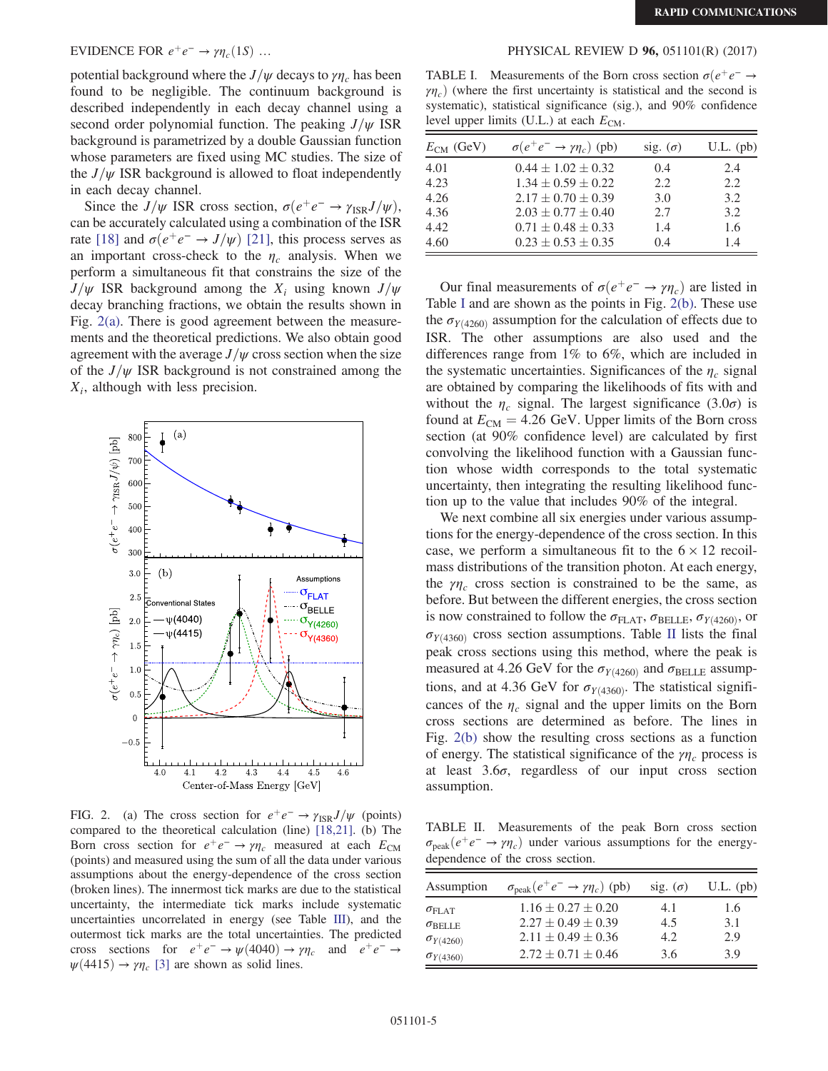potential background where the $J/\psi$ decays to $\gamma\eta_c$ has been found to be negligible. The continuum background is described independently in each decay channel using a second order polynomial function. The peaking $J/\psi$ ISR background is parametrized by a double Gaussian function whose parameters are fixed using MC studies. The size of the $J/\psi$ ISR background is allowed to float independently in each decay channel.

Since the $J/\psi$ ISR cross section, $\sigma(e^+e^- \to \gamma_{\mathrm{ISR}} J/\psi)$, can be accurately calculated using a combination of the ISR rate [18] and $\sigma(e^+e^- \to J/\psi)$ [21], this process serves as an important cross-check to the $\eta_c$ analysis. When we perform a simultaneous fit that constrains the size of the $J/\psi$ ISR background among the $X_i$ using known $J/\psi$ decay branching fractions, we obtain the results shown in Fig. 2(a). There is good agreement between the measurements and the theoretical predictions. We also obtain good agreement with the average $J/\psi$ cross section when the size of the $J/\psi$ ISR background is not constrained among the $X_i$, although with less precision.

FIG. 2. (a) The cross section for $e^+e^- \to \gamma_{\mathrm{ISR}} J/\psi$ (points) compared to the theoretical calculation (line) [18,21]. (b) The Born cross section for $e^+e^- \to \gamma\eta_c$ measured at each $E_{\mathrm{CM}}$ (points) and measured using the sum of all the data under various assumptions about the energy-dependence of the cross section (broken lines). The innermost tick marks are due to the statistical uncertainty, the intermediate tick marks include systematic uncertainties uncorrelated in energy (see Table III), and the outermost tick marks are the total uncertainties. The predicted cross sections for $e^+e^- \to \psi(4040) \to \gamma\eta_c$ and $e^+e^- \to \psi(4415) \to \gamma\eta_c$ [3] are shown as solid lines.

TABLE I. Measurements of the Born cross section $\sigma(e^+e^- \to \gamma\eta_c)$ (where the first uncertainty is statistical and the second is systematic), statistical significance (sig.), and 90% confidence level upper limits (U.L.) at each $E_{\mathrm{CM}}$.

| $E_{\mathrm{CM}}$ (GeV) | $\sigma(e^+e^- \to \gamma\eta_c)$ (pb) | sig. ($\sigma$) | U.L. (pb) |
|---|---|---|---|
| 4.01 | $0.44 \pm 1.02 \pm 0.32$ | 0.4 | 2.4 |
| 4.23 | $1.34 \pm 0.59 \pm 0.22$ | 2.2 | 2.2 |
| 4.26 | $2.17 \pm 0.70 \pm 0.39$ | 3.0 | 3.2 |
| 4.36 | $2.03 \pm 0.77 \pm 0.40$ | 2.7 | 3.2 |
| 4.42 | $0.71 \pm 0.48 \pm 0.33$ | 1.4 | 1.6 |
| 4.60 | $0.23 \pm 0.53 \pm 0.35$ | 0.4 | 1.4 |

Our final measurements of $\sigma(e^+e^- \to \gamma\eta_c)$ are listed in Table I and are shown as the points in Fig. 2(b). These use the $\sigma_{Y(4260)}$ assumption for the calculation of effects due to ISR. The other assumptions are also used and the differences range from 1% to 6%, which are included in the systematic uncertainties. Significances of the $\eta_c$ signal are obtained by comparing the likelihoods of fits with and without the $\eta_c$ signal. The largest significance ($3.0\sigma$) is found at $E_{\mathrm{CM}} = 4.26$ GeV. Upper limits of the Born cross section (at 90% confidence level) are calculated by first convolving the likelihood function with a Gaussian function whose width corresponds to the total systematic uncertainty, then integrating the resulting likelihood function up to the value that includes 90% of the integral.

We next combine all six energies under various assumptions for the energy-dependence of the cross section. In this case, we perform a simultaneous fit to the $6 \times 12$ recoil-mass distributions of the transition photon. At each energy, the $\gamma\eta_c$ cross section is constrained to be the same, as before. But between the different energies, the cross section is now constrained to follow the $\sigma_{\mathrm{FLAT}}$, $\sigma_{\mathrm{BELLE}}$, $\sigma_{Y(4260)}$, or $\sigma_{Y(4360)}$ cross section assumptions. Table II lists the final peak cross sections using this method, where the peak is measured at 4.26 GeV for the $\sigma_{Y(4260)}$ and $\sigma_{\mathrm{BELLE}}$ assumptions, and at 4.36 GeV for $\sigma_{Y(4360)}$. The statistical significances of the $\eta_c$ signal and the upper limits on the Born cross sections are determined as before. The lines in Fig. 2(b) show the resulting cross sections as a function of energy. The statistical significance of the $\gamma\eta_c$ process is at least $3.6\sigma$, regardless of our input cross section assumption.

TABLE II. Measurements of the peak Born cross section $\sigma_{\mathrm{peak}}(e^+e^- \to \gamma\eta_c)$ under various assumptions for the energy-dependence of the cross section.

| Assumption | $\sigma_{\mathrm{peak}}(e^+e^- \to \gamma\eta_c)$ (pb) | sig. ($\sigma$) | U.L. (pb) |
|---|---|---|---|
| $\sigma_{\mathrm{FLAT}}$ | $1.16 \pm 0.27 \pm 0.20$ | 4.1 | 1.6 |
| $\sigma_{\mathrm{BELLE}}$ | $2.27 \pm 0.49 \pm 0.39$ | 4.5 | 3.1 |
| $\sigma_{Y(4260)}$ | $2.11 \pm 0.49 \pm 0.36$ | 4.2 | 2.9 |
| $\sigma_{Y(4360)}$ | $2.72 \pm 0.71 \pm 0.46$ | 3.6 | 3.9 |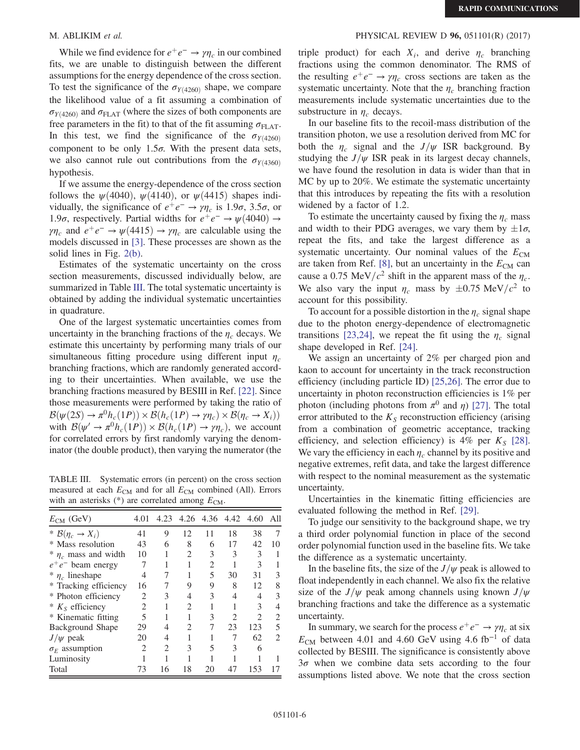While we find evidence for $e^+e^- \to \gamma\eta_c$ in our combined fits, we are unable to distinguish between the different assumptions for the energy dependence of the cross section. To test the significance of the $\sigma_{Y(4260)}$ shape, we compare the likelihood value of a fit assuming a combination of $\sigma_{Y(4260)}$ and $\sigma_{\mathrm{FLAT}}$ (where the sizes of both components are free parameters in the fit) to that of the fit assuming $\sigma_{\mathrm{FLAT}}$. In this test, we find the significance of the $\sigma_{Y(4260)}$ component to be only $1.5\sigma$. With the present data sets, we also cannot rule out contributions from the $\sigma_{Y(4360)}$ hypothesis.

If we assume the energy-dependence of the cross section follows the $\psi(4040)$, $\psi(4140)$, or $\psi(4415)$ shapes individually, the significance of $e^+e^- \to \gamma\eta_c$ is $1.9\sigma$, $3.5\sigma$, or $1.9\sigma$, respectively. Partial widths for $e^+e^- \to \psi(4040) \to \gamma\eta_c$ and $e^+e^- \to \psi(4415) \to \gamma\eta_c$ are calculable using the models discussed in [3]. These processes are shown as the solid lines in Fig. 2(b).

Estimates of the systematic uncertainty on the cross section measurements, discussed individually below, are summarized in Table III. The total systematic uncertainty is obtained by adding the individual systematic uncertainties in quadrature.

One of the largest systematic uncertainties comes from uncertainty in the branching fractions of the $\eta_c$ decays. We estimate this uncertainty by performing many trials of our simultaneous fitting procedure using different input $\eta_c$ branching fractions, which are randomly generated according to their uncertainties. When available, we use the branching fractions measured by BESIII in Ref. [22]. Since those measurements were performed by taking the ratio of $\mathcal{B}(\psi(2S) \to \pi^0 h_c(1P)) \times \mathcal{B}(h_c(1P) \to \gamma\eta_c) \times \mathcal{B}(\eta_c \to X_i))$ with $\mathcal{B}(\psi' \to \pi^0 h_c(1P)) \times \mathcal{B}(h_c(1P) \to \gamma\eta_c)$, we account for correlated errors by first randomly varying the denominator (the double product), then varying the numerator (the triple product) for each $X_i$, and derive $\eta_c$ branching fractions using the common denominator. The RMS of the resulting $e^+e^- \to \gamma\eta_c$ cross sections are taken as the systematic uncertainty. Note that the $\eta_c$ branching fraction measurements include systematic uncertainties due to the substructure in $\eta_c$ decays.

TABLE III. Systematic errors (in percent) on the cross section measured at each $E_{\mathrm{CM}}$ and for all $E_{\mathrm{CM}}$ combined (All). Errors with an asterisks (*) are correlated among $E_{\mathrm{CM}}$.

| $E_{\mathrm{CM}}$ (GeV) | 4.01 | 4.23 | 4.26 | 4.36 | 4.42 | 4.60 | All |
|---|---|---|---|---|---|---|---|
| * $\mathcal{B}(\eta_c \to X_i)$ | 41 | 9 | 12 | 11 | 18 | 38 | 7 |
| * Mass resolution | 43 | 6 | 8 | 6 | 17 | 42 | 10 |
| * $\eta_c$ mass and width | 10 | 1 | 2 | 3 | 3 | 3 | 1 |
| $e^+e^-$ beam energy | 7 | 1 | 1 | 2 | 1 | 3 | 1 |
| * $\eta_c$ lineshape | 4 | 7 | 1 | 5 | 30 | 31 | 3 |
| * Tracking efficiency | 16 | 7 | 9 | 9 | 8 | 12 | 8 |
| * Photon efficiency | 2 | 3 | 4 | 3 | 4 | 4 | 3 |
| * $K_S$ efficiency | 2 | 1 | 2 | 1 | 1 | 3 | 4 |
| * Kinematic fitting | 5 | 1 | 1 | 3 | 2 | 2 | 2 |
| Background Shape | 29 | 4 | 2 | 7 | 23 | 123 | 5 |
| $J/\psi$ peak | 20 | 4 | 1 | 1 | 7 | 62 | 2 |
| $\sigma_E$ assumption | 2 | 2 | 3 | 5 | 3 | 6 | |
| Luminosity | 1 | 1 | 1 | 1 | 1 | 1 | 1 |
| Total | 73 | 16 | 18 | 20 | 47 | 153 | 17 |

In our baseline fits to the recoil-mass distribution of the transition photon, we use a resolution derived from MC for both the $\eta_c$ signal and the $J/\psi$ ISR background. By studying the $J/\psi$ ISR peak in its largest decay channels, we have found the resolution in data is wider than that in MC by up to 20%. We estimate the systematic uncertainty that this introduces by repeating the fits with a resolution widened by a factor of 1.2.

To estimate the uncertainty caused by fixing the $\eta_c$ mass and width to their PDG averages, we vary them by $\pm 1\sigma$, repeat the fits, and take the largest difference as a systematic uncertainty. Our nominal values of the $E_{\mathrm{CM}}$ are taken from Ref. [8], but an uncertainty in the $E_{\mathrm{CM}}$ can cause a 0.75 MeV/$c^2$ shift in the apparent mass of the $\eta_c$. We also vary the input $\eta_c$ mass by $\pm 0.75$ MeV/$c^2$ to account for this possibility.

To account for a possible distortion in the $\eta_c$ signal shape due to the photon energy-dependence of electromagnetic transitions [23,24], we repeat the fit using the $\eta_c$ signal shape developed in Ref. [24].

We assign an uncertainty of 2% per charged pion and kaon to account for uncertainty in the track reconstruction efficiency (including particle ID) [25,26]. The error due to uncertainty in photon reconstruction efficiencies is 1% per photon (including photons from $\pi^0$ and $\eta$) [27]. The total error attributed to the $K_S$ reconstruction efficiency (arising from a combination of geometric acceptance, tracking efficiency, and selection efficiency) is 4% per $K_S$ [28]. We vary the efficiency in each $\eta_c$ channel by its positive and negative extremes, refit data, and take the largest difference with respect to the nominal measurement as the systematic uncertainty.

Uncertainties in the kinematic fitting efficiencies are evaluated following the method in Ref. [29].

To judge our sensitivity to the background shape, we try a third order polynomial function in place of the second order polynomial function used in the baseline fits. We take the difference as a systematic uncertainty.

In the baseline fits, the size of the $J/\psi$ peak is allowed to float independently in each channel. We also fix the relative size of the $J/\psi$ peak among channels using known $J/\psi$ branching fractions and take the difference as a systematic uncertainty.

In summary, we search for the process $e^+e^- \to \gamma\eta_c$ at six $E_{\mathrm{CM}}$ between 4.01 and 4.60 GeV using 4.6 fb$^{-1}$ of data collected by BESIII. The significance is consistently above $3\sigma$ when we combine data sets according to the four assumptions listed above. We note that the cross section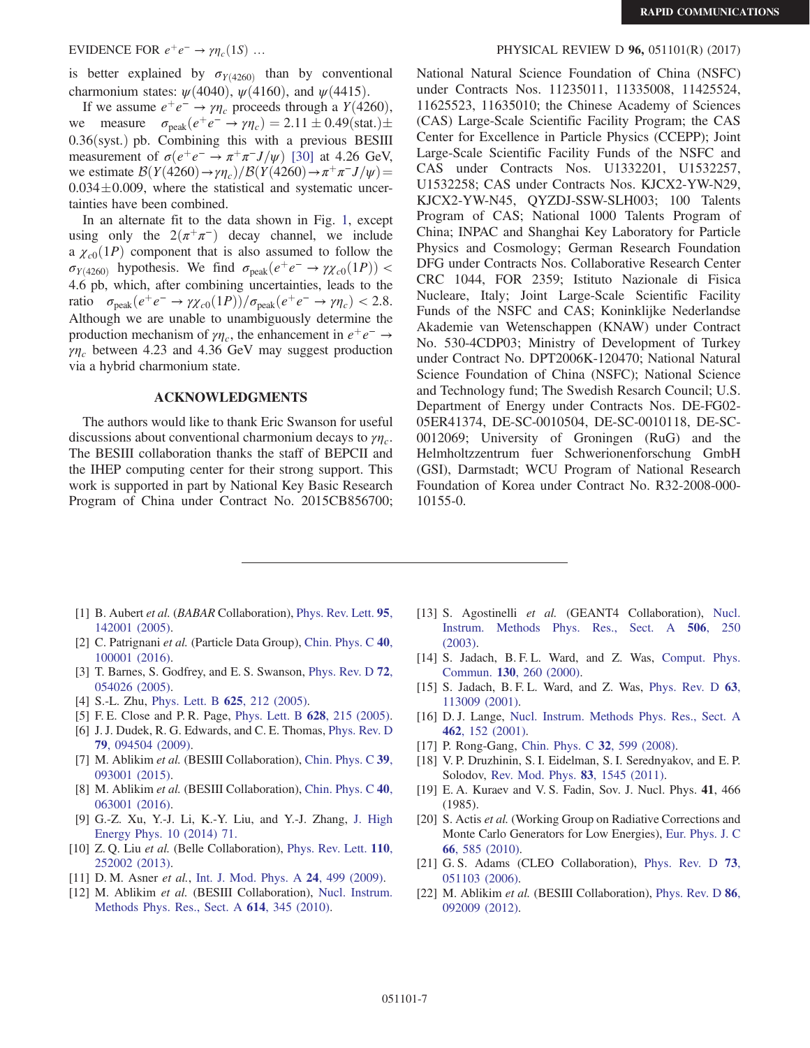is better explained by $\sigma_{Y(4260)}$ than by conventional charmonium states: $\psi(4040)$, $\psi(4160)$, and $\psi(4415)$.

If we assume $e^+e^- \to \gamma\eta_c$ proceeds through a $Y(4260)$, we measure $\sigma_{\mathrm{peak}}(e^+e^- \to \gamma\eta_c) = 2.11 \pm 0.49(\mathrm{stat.}) \pm 0.36(\mathrm{syst.})$ pb. Combining this with a previous BESIII measurement of $\sigma(e^+e^- \to \pi^+\pi^- J/\psi)$ [30] at 4.26 GeV, we estimate $\mathcal{B}(Y(4260) \to \gamma\eta_c)/\mathcal{B}(Y(4260) \to \pi^+\pi^- J/\psi) = 0.034 \pm 0.009$, where the statistical and systematic uncertainties have been combined.

In an alternate fit to the data shown in Fig. 1, except using only the $2(\pi^+\pi^-)$ decay channel, we include a $\chi_{c0}(1P)$ component that is also assumed to follow the $\sigma_{Y(4260)}$ hypothesis. We find $\sigma_{\mathrm{peak}}(e^+e^- \to \gamma\chi_{c0}(1P)) < 4.6$ pb, which, after combining uncertainties, leads to the ratio $\sigma_{\mathrm{peak}}(e^+e^- \to \gamma\chi_{c0}(1P))/\sigma_{\mathrm{peak}}(e^+e^- \to \gamma\eta_c) < 2.8$. Although we are unable to unambiguously determine the production mechanism of $\gamma\eta_c$, the enhancement in $e^+e^- \to \gamma\eta_c$ between 4.23 and 4.36 GeV may suggest production via a hybrid charmonium state.

## ACKNOWLEDGMENTS

The authors would like to thank Eric Swanson for useful discussions about conventional charmonium decays to $\gamma\eta_c$. The BESIII collaboration thanks the staff of BEPCII and the IHEP computing center for their strong support. This work is supported in part by National Key Basic Research Program of China under Contract No. 2015CB856700; National Natural Science Foundation of China (NSFC) under Contracts Nos. 11235011, 11335008, 11425524, 11625523, 11635010; the Chinese Academy of Sciences (CAS) Large-Scale Scientific Facility Program; the CAS Center for Excellence in Particle Physics (CCEPP); Joint Large-Scale Scientific Facility Funds of the NSFC and CAS under Contracts Nos. U1332201, U1532257, U1532258; CAS under Contracts Nos. KJCX2-YW-N29, KJCX2-YW-N45, QYZDJ-SSW-SLH003; 100 Talents Program of CAS; National 1000 Talents Program of China; INPAC and Shanghai Key Laboratory for Particle Physics and Cosmology; German Research Foundation DFG under Contracts Nos. Collaborative Research Center CRC 1044, FOR 2359; Istituto Nazionale di Fisica Nucleare, Italy; Joint Large-Scale Scientific Facility Funds of the NSFC and CAS; Koninklijke Nederlandse Akademie van Wetenschappen (KNAW) under Contract No. 530-4CDP03; Ministry of Development of Turkey under Contract No. DPT2006K-120470; National Natural Science Foundation of China (NSFC); National Science and Technology fund; The Swedish Resarch Council; U.S. Department of Energy under Contracts Nos. DE-FG02-05ER41374, DE-SC-0010504, DE-SC-0010118, DE-SC-0012069; University of Groningen (RuG) and the Helmholtzzentrum fuer Schwerionenforschung GmbH (GSI), Darmstadt; WCU Program of National Research Foundation of Korea under Contract No. R32-2008-000-10155-0.

---

[1] B. Aubert *et al.* (*BABAR* Collaboration), Phys. Rev. Lett. **95**, 142001 (2005).

[2] C. Patrignani *et al.* (Particle Data Group), Chin. Phys. C **40**, 100001 (2016).

[3] T. Barnes, S. Godfrey, and E. S. Swanson, Phys. Rev. D **72**, 054026 (2005).

[4] S.-L. Zhu, Phys. Lett. B **625**, 212 (2005).

[5] F. E. Close and P. R. Page, Phys. Lett. B **628**, 215 (2005).

[6] J. J. Dudek, R. G. Edwards, and C. E. Thomas, Phys. Rev. D **79**, 094504 (2009).

[7] M. Ablikim *et al.* (BESIII Collaboration), Chin. Phys. C **39**, 093001 (2015).

[8] M. Ablikim *et al.* (BESIII Collaboration), Chin. Phys. C **40**, 063001 (2016).

[9] G.-Z. Xu, Y.-J. Li, K.-Y. Liu, and Y.-J. Zhang, J. High Energy Phys. 10 (2014) 71.

[10] Z. Q. Liu *et al.* (Belle Collaboration), Phys. Rev. Lett. **110**, 252002 (2013).

[11] D. M. Asner *et al.*, Int. J. Mod. Phys. A **24**, 499 (2009).

[12] M. Ablikim *et al.* (BESIII Collaboration), Nucl. Instrum. Methods Phys. Res., Sect. A **614**, 345 (2010).

[13] S. Agostinelli *et al.* (GEANT4 Collaboration), Nucl. Instrum. Methods Phys. Res., Sect. A **506**, 250 (2003).

[14] S. Jadach, B. F. L. Ward, and Z. Was, Comput. Phys. Commun. **130**, 260 (2000).

[15] S. Jadach, B. F. L. Ward, and Z. Was, Phys. Rev. D **63**, 113009 (2001).

[16] D. J. Lange, Nucl. Instrum. Methods Phys. Res., Sect. A **462**, 152 (2001).

[17] P. Rong-Gang, Chin. Phys. C **32**, 599 (2008).

[18] V. P. Druzhinin, S. I. Eidelman, S. I. Serednyakov, and E. P. Solodov, Rev. Mod. Phys. **83**, 1545 (2011).

[19] E. A. Kuraev and V. S. Fadin, Sov. J. Nucl. Phys. **41**, 466 (1985).

[20] S. Actis *et al.* (Working Group on Radiative Corrections and Monte Carlo Generators for Low Energies), Eur. Phys. J. C **66**, 585 (2010).

[21] G. S. Adams (CLEO Collaboration), Phys. Rev. D **73**, 051103 (2006).

[22] M. Ablikim *et al.* (BESIII Collaboration), Phys. Rev. D **86**, 092009 (2012).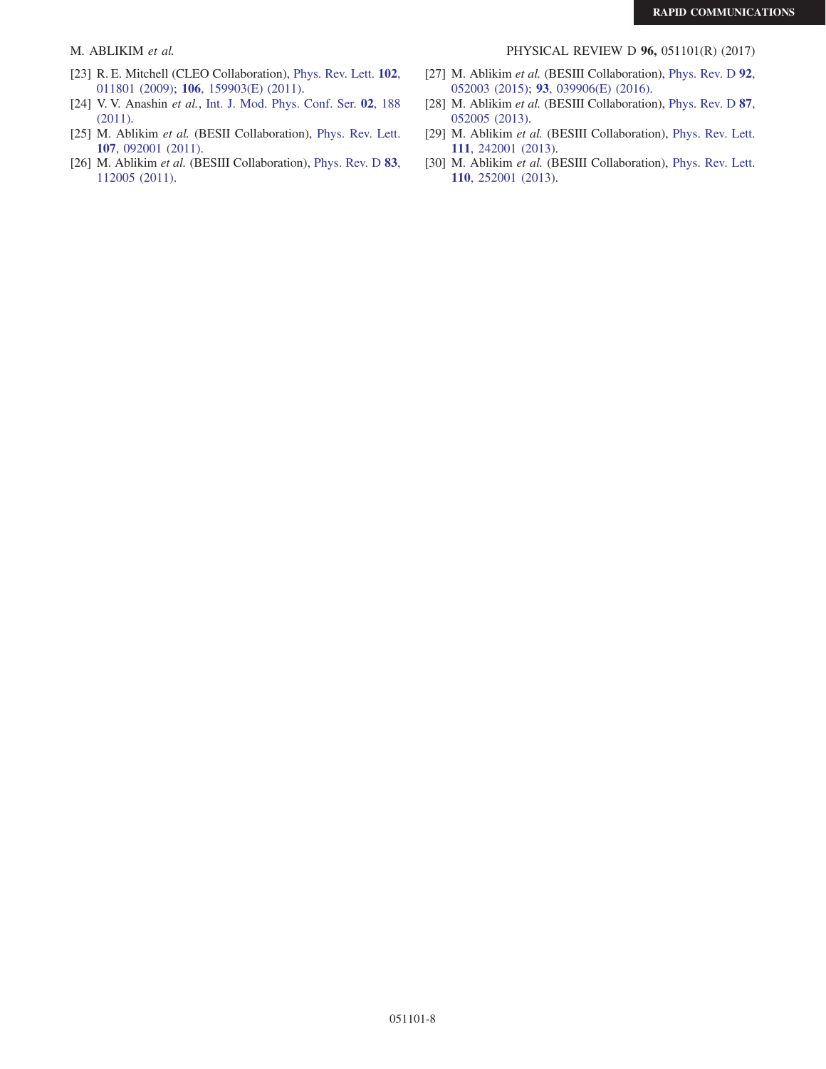[23] R. E. Mitchell (CLEO Collaboration), Phys. Rev. Lett. **102**, 011801 (2009); **106**, 159903(E) (2011).

[24] V. V. Anashin *et al.*, Int. J. Mod. Phys. Conf. Ser. **02**, 188 (2011).

[25] M. Ablikim *et al.* (BESII Collaboration), Phys. Rev. Lett. **107**, 092001 (2011).

[26] M. Ablikim *et al.* (BESIII Collaboration), Phys. Rev. D **83**, 112005 (2011).

[27] M. Ablikim *et al.* (BESIII Collaboration), Phys. Rev. D **92**, 052003 (2015); **93**, 039906(E) (2016).

[28] M. Ablikim *et al.* (BESIII Collaboration), Phys. Rev. D **87**, 052005 (2013).

[29] M. Ablikim *et al.* (BESIII Collaboration), Phys. Rev. Lett. **111**, 242001 (2013).

[30] M. Ablikim *et al.* (BESIII Collaboration), Phys. Rev. Lett. **110**, 252001 (2013).